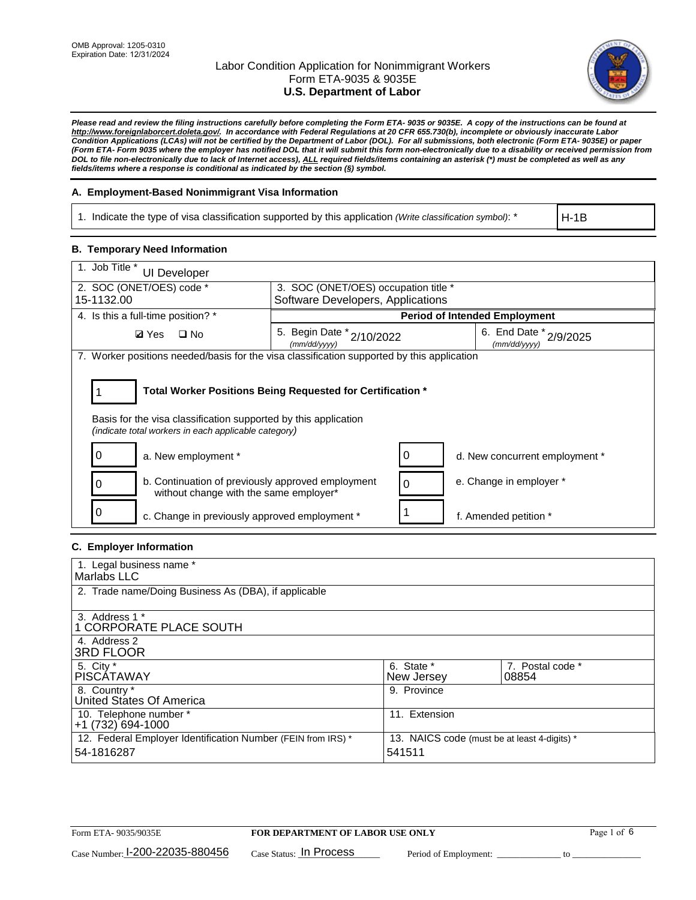OMB Approval: 1205-0310
Expiration Date: 12/31/2024

# Labor Condition Application for Nonimmigrant Workers
## Form ETA-9035 & 9035E
## U.S. Department of Labor

***Please read and review the filing instructions carefully before completing the Form ETA- 9035 or 9035E. A copy of the instructions can be found at http://www.foreignlaborcert.doleta.gov/. In accordance with Federal Regulations at 20 CFR 655.730(b), incomplete or obviously inaccurate Labor Condition Applications (LCAs) will not be certified by the Department of Labor (DOL). For all submissions, both electronic (Form ETA- 9035E) or paper (Form ETA- Form 9035 where the employer has notified DOL that it will submit this form non-electronically due to a disability or received permission from DOL to file non-electronically due to lack of Internet access), ALL required fields/items containing an asterisk (*) must be completed as well as any fields/items where a response is conditional as indicated by the section (§) symbol.***

### A. Employment-Based Nonimmigrant Visa Information

| 1. Indicate the type of visa classification supported by this application *(Write classification symbol)*: * | H-1B |
|---|---|

### B. Temporary Need Information

| 1. Job Title * UI Developer | | |
|---|---|---|
| 2. SOC (ONET/OES) code * 15-1132.00 | 3. SOC (ONET/OES) occupation title * Software Developers, Applications | |
| 4. Is this a full-time position? * | **Period of Intended Employment** | |
| ☑ Yes ☐ No | 5. Begin Date * (mm/dd/yyyy) 2/10/2022 | 6. End Date * (mm/dd/yyyy) 2/9/2025 |

7. Worker positions needed/basis for the visa classification supported by this application

1 — **Total Worker Positions Being Requested for Certification ***

Basis for the visa classification supported by this application
*(indicate total workers in each applicable category)*

| | | | |
|---|---|---|---|
| 0 | a. New employment * | 0 | d. New concurrent employment * |
| 0 | b. Continuation of previously approved employment without change with the same employer* | 0 | e. Change in employer * |
| 0 | c. Change in previously approved employment * | 1 | f. Amended petition * |

### C. Employer Information

| | | |
|---|---|---|
| 1. Legal business name * Marlabs LLC | | |
| 2. Trade name/Doing Business As (DBA), if applicable | | |
| 3. Address 1 * 1 CORPORATE PLACE SOUTH | | |
| 4. Address 2 3RD FLOOR | | |
| 5. City * PISCATAWAY | 6. State * New Jersey | 7. Postal code * 08854 |
| 8. Country * United States Of America | 9. Province | |
| 10. Telephone number * +1 (732) 694-1000 | 11. Extension | |
| 12. Federal Employer Identification Number (FEIN from IRS) * 54-1816287 | 13. NAICS code (must be at least 4-digits) * 541511 | |

Form ETA- 9035/9035E — **FOR DEPARTMENT OF LABOR USE ONLY**

Case Number: I-200-22035-880456 Case Status: In Process Period of Employment: _____________ to _____________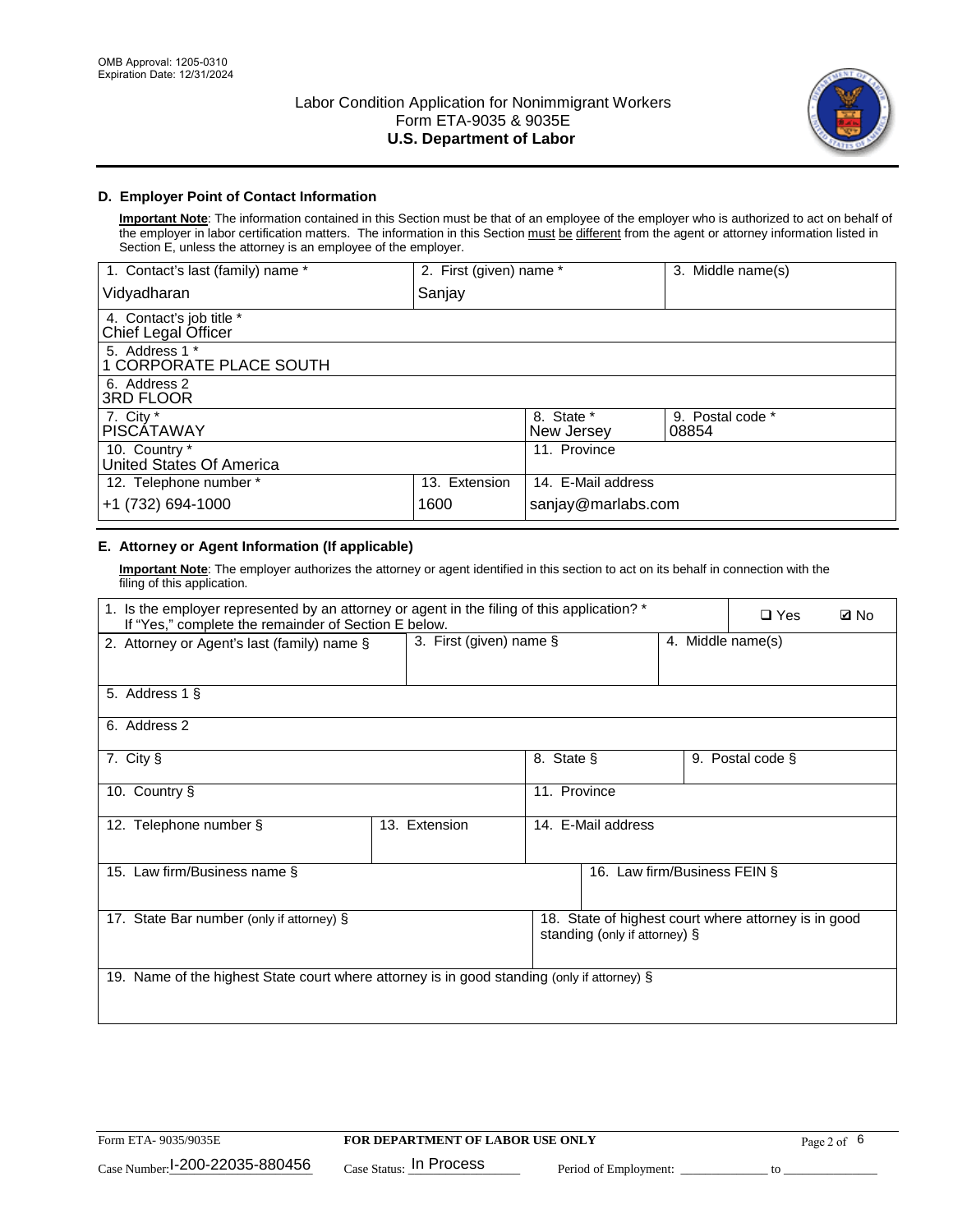OMB Approval: 1205-0310
Expiration Date: 12/31/2024

# Labor Condition Application for Nonimmigrant Workers
## Form ETA-9035 & 9035E
## U.S. Department of Labor

### D. Employer Point of Contact Information

**Important Note**: The information contained in this Section must be that of an employee of the employer who is authorized to act on behalf of the employer in labor certification matters. The information in this Section must be different from the agent or attorney information listed in Section E, unless the attorney is an employee of the employer.

| 1. Contact's last (family) name * | 2. First (given) name * | 3. Middle name(s) |
|---|---|---|
| Vidyadharan | Sanjay | |

| 4. Contact's job title * |
|---|
| Chief Legal Officer |

| 5. Address 1 * |
|---|
| 1 CORPORATE PLACE SOUTH |

| 6. Address 2 |
|---|
| 3RD FLOOR |

| 7. City * | 8. State * | 9. Postal code * |
|---|---|---|
| PISCATAWAY | New Jersey | 08854 |

| 10. Country * | 11. Province |
|---|---|
| United States Of America | |

| 12. Telephone number * | 13. Extension | 14. E-Mail address |
|---|---|---|
| +1 (732) 694-1000 | 1600 | sanjay@marlabs.com |

### E. Attorney or Agent Information (If applicable)

**Important Note**: The employer authorizes the attorney or agent identified in this section to act on its behalf in connection with the filing of this application.

1. Is the employer represented by an attorney or agent in the filing of this application? * If "Yes," complete the remainder of Section E below.
☐ Yes ☑ No

| 2. Attorney or Agent's last (family) name § | 3. First (given) name § | 4. Middle name(s) |
|---|---|---|
| | | |

| 5. Address 1 § |
|---|
| |

| 6. Address 2 |
|---|
| |

| 7. City § | 8. State § | 9. Postal code § |
|---|---|---|
| | | |

| 10. Country § | 11. Province |
|---|---|
| | |

| 12. Telephone number § | 13. Extension | 14. E-Mail address |
|---|---|---|
| | | |

| 15. Law firm/Business name § | 16. Law firm/Business FEIN § |
|---|---|
| | |

| 17. State Bar number (only if attorney) § | 18. State of highest court where attorney is in good standing (only if attorney) § |
|---|---|
| | |

| 19. Name of the highest State court where attorney is in good standing (only if attorney) § |
|---|
| |

Form ETA- 9035/9035E | FOR DEPARTMENT OF LABOR USE ONLY

Case Number: I-200-22035-880456 Case Status: In Process Period of Employment: ____________ to ____________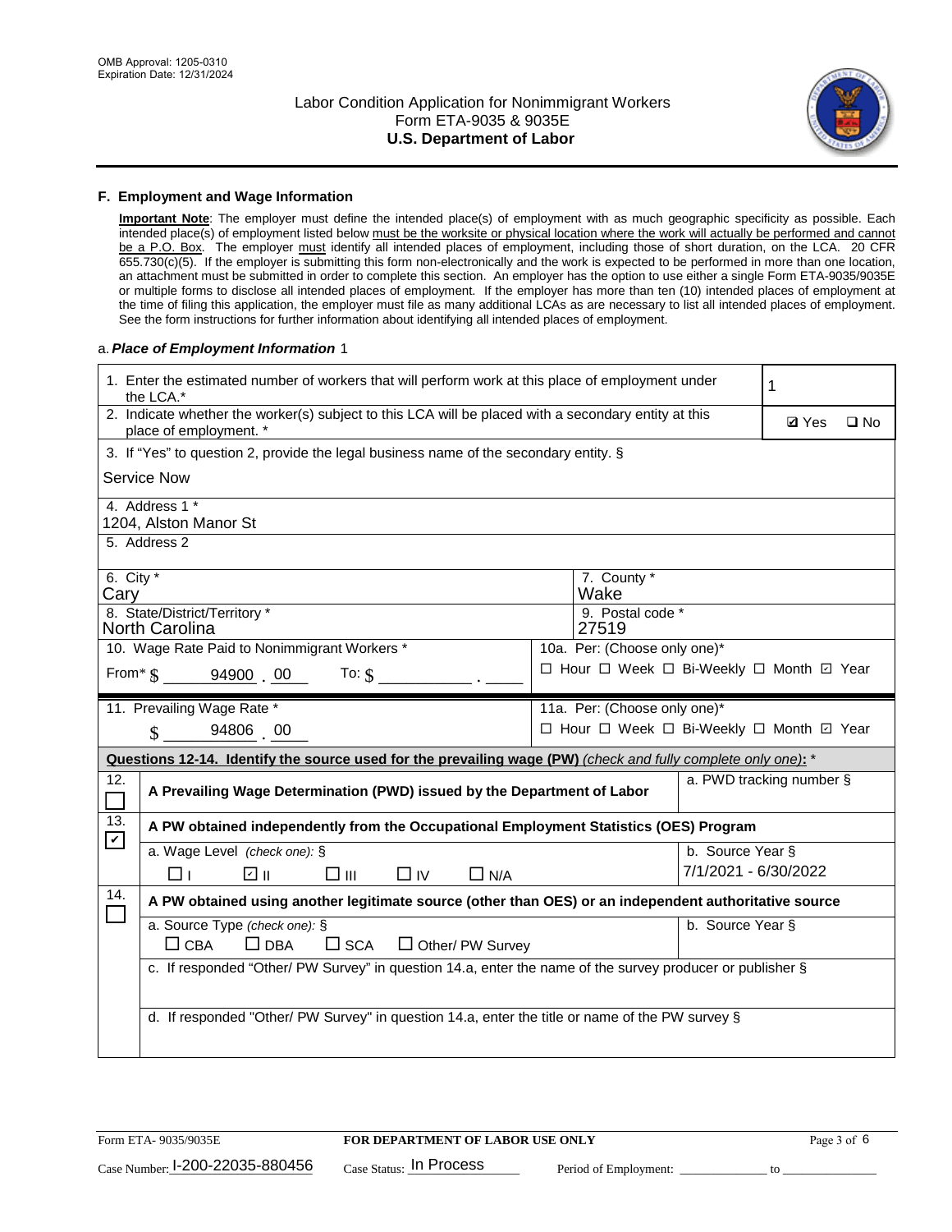OMB Approval: 1205-0310
Expiration Date: 12/31/2024

# Labor Condition Application for Nonimmigrant Workers
## Form ETA-9035 & 9035E
## U.S. Department of Labor

### F. Employment and Wage Information

**Important Note**: The employer must define the intended place(s) of employment with as much geographic specificity as possible. Each intended place(s) of employment listed below must be the worksite or physical location where the work will actually be performed and cannot be a P.O. Box. The employer must identify all intended places of employment, including those of short duration, on the LCA. 20 CFR 655.730(c)(5). If the employer is submitting this form non-electronically and the work is expected to be performed in more than one location, an attachment must be submitted in order to complete this section. An employer has the option to use either a single Form ETA-9035/9035E or multiple forms to disclose all intended places of employment. If the employer has more than ten (10) intended places of employment at the time of filing this application, the employer must file as many additional LCAs as are necessary to list all intended places of employment. See the form instructions for further information about identifying all intended places of employment.

a. *Place of Employment Information* 1

| | |
|---|---|
| 1. Enter the estimated number of workers that will perform work at this place of employment under the LCA.* | 1 |
| 2. Indicate whether the worker(s) subject to this LCA will be placed with a secondary entity at this place of employment. * | ☑ Yes ☐ No |
| 3. If "Yes" to question 2, provide the legal business name of the secondary entity. § Service Now | |
| 4. Address 1 * 1204, Alston Manor St | |
| 5. Address 2 | |
| 6. City * Cary | 7. County * Wake |
| 8. State/District/Territory * North Carolina | 9. Postal code * 27519 |
| 10. Wage Rate Paid to Nonimmigrant Workers * From* $ 94900 . 00 To: $ ____ . ____ | 10a. Per: (Choose only one)* ☐ Hour ☐ Week ☐ Bi-Weekly ☐ Month ☑ Year |
| 11. Prevailing Wage Rate * $ 94806 . 00 | 11a. Per: (Choose only one)* ☐ Hour ☐ Week ☐ Bi-Weekly ☐ Month ☑ Year |

**Questions 12-14. Identify the source used for the prevailing wage (PW)** *(check and fully complete only one)*: *

| | | |
|---|---|---|
| 12. ☐ | A Prevailing Wage Determination (PWD) issued by the Department of Labor | a. PWD tracking number § |
| 13. ☑ | A PW obtained independently from the Occupational Employment Statistics (OES) Program | |
| | a. Wage Level *(check one)*: § ☐ I ☑ II ☐ III ☐ IV ☐ N/A | b. Source Year § 7/1/2021 - 6/30/2022 |
| 14. ☐ | A PW obtained using another legitimate source (other than OES) or an independent authoritative source | |
| | a. Source Type *(check one)*: § ☐ CBA ☐ DBA ☐ SCA ☐ Other/ PW Survey | b. Source Year § |
| | c. If responded "Other/ PW Survey" in question 14.a, enter the name of the survey producer or publisher § | |
| | d. If responded "Other/ PW Survey" in question 14.a, enter the title or name of the PW survey § | |

Form ETA- 9035/9035E | **FOR DEPARTMENT OF LABOR USE ONLY**

Case Number: I-200-22035-880456 Case Status: In Process Period of Employment: ____________ to ____________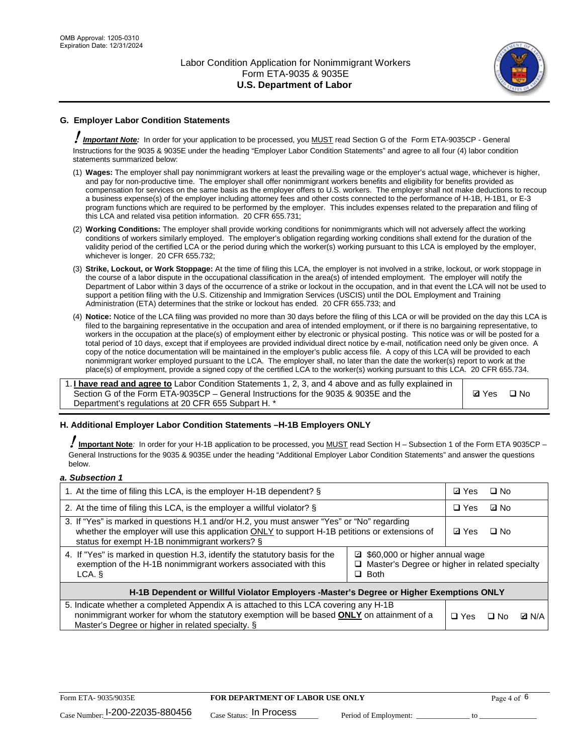## G. Employer Labor Condition Statements

! ***Important Note:*** In order for your application to be processed, you MUST read Section G of the Form ETA-9035CP - General Instructions for the 9035 & 9035E under the heading "Employer Labor Condition Statements" and agree to all four (4) labor condition statements summarized below:

(1) **Wages:** The employer shall pay nonimmigrant workers at least the prevailing wage or the employer's actual wage, whichever is higher, and pay for non-productive time. The employer shall offer nonimmigrant workers benefits and eligibility for benefits provided as compensation for services on the same basis as the employer offers to U.S. workers. The employer shall not make deductions to recoup a business expense(s) of the employer including attorney fees and other costs connected to the performance of H-1B, H-1B1, or E-3 program functions which are required to be performed by the employer. This includes expenses related to the preparation and filing of this LCA and related visa petition information. 20 CFR 655.731;

(2) **Working Conditions:** The employer shall provide working conditions for nonimmigrants which will not adversely affect the working conditions of workers similarly employed. The employer's obligation regarding working conditions shall extend for the duration of the validity period of the certified LCA or the period during which the worker(s) working pursuant to this LCA is employed by the employer, whichever is longer. 20 CFR 655.732;

(3) **Strike, Lockout, or Work Stoppage:** At the time of filing this LCA, the employer is not involved in a strike, lockout, or work stoppage in the course of a labor dispute in the occupational classification in the area(s) of intended employment. The employer will notify the Department of Labor within 3 days of the occurrence of a strike or lockout in the occupation, and in that event the LCA will not be used to support a petition filing with the U.S. Citizenship and Immigration Services (USCIS) until the DOL Employment and Training Administration (ETA) determines that the strike or lockout has ended. 20 CFR 655.733; and

(4) **Notice:** Notice of the LCA filing was provided no more than 30 days before the filing of this LCA or will be provided on the day this LCA is filed to the bargaining representative in the occupation and area of intended employment, or if there is no bargaining representative, to workers in the occupation at the place(s) of employment either by electronic or physical posting. This notice was or will be posted for a total period of 10 days, except that if employees are provided individual direct notice by e-mail, notification need only be given once. A copy of the notice documentation will be maintained in the employer's public access file. A copy of this LCA will be provided to each nonimmigrant worker employed pursuant to the LCA. The employer shall, no later than the date the worker(s) report to work at the place(s) of employment, provide a signed copy of the certified LCA to the worker(s) working pursuant to this LCA. 20 CFR 655.734.

| | |
|---|---|
| 1. **I have read and agree to** Labor Condition Statements 1, 2, 3, and 4 above and as fully explained in Section G of the Form ETA-9035CP – General Instructions for the 9035 & 9035E and the Department's regulations at 20 CFR 655 Subpart H. * | ☑ Yes ☐ No |

## H. Additional Employer Labor Condition Statements –H-1B Employers ONLY

! **Important Note**: In order for your H-1B application to be processed, you MUST read Section H – Subsection 1 of the Form ETA 9035CP – General Instructions for the 9035 & 9035E under the heading "Additional Employer Labor Condition Statements" and answer the questions below.

### *a. Subsection 1*

| | | |
|---|---|---|
| 1. At the time of filing this LCA, is the employer H-1B dependent? § | | ☑ Yes ☐ No |
| 2. At the time of filing this LCA, is the employer a willful violator? § | | ☐ Yes ☑ No |
| 3. If "Yes" is marked in questions H.1 and/or H.2, you must answer "Yes" or "No" regarding whether the employer will use this application ONLY to support H-1B petitions or extensions of status for exempt H-1B nonimmigrant workers? § | | ☑ Yes ☐ No |
| 4. If "Yes" is marked in question H.3, identify the statutory basis for the exemption of the H-1B nonimmigrant workers associated with this LCA. § | ☑ $60,000 or higher annual wage<br>☐ Master's Degree or higher in related specialty<br>☐ Both | |
| **H-1B Dependent or Willful Violator Employers -Master's Degree or Higher Exemptions ONLY** | | |
| 5. Indicate whether a completed Appendix A is attached to this LCA covering any H-1B nonimmigrant worker for whom the statutory exemption will be based **ONLY** on attainment of a Master's Degree or higher in related specialty. § | | ☐ Yes ☐ No ☑ N/A |

Form ETA- 9035/9035E **FOR DEPARTMENT OF LABOR USE ONLY**

Case Number: I-200-22035-880456 Case Status: In Process Period of Employment: _____________ to _____________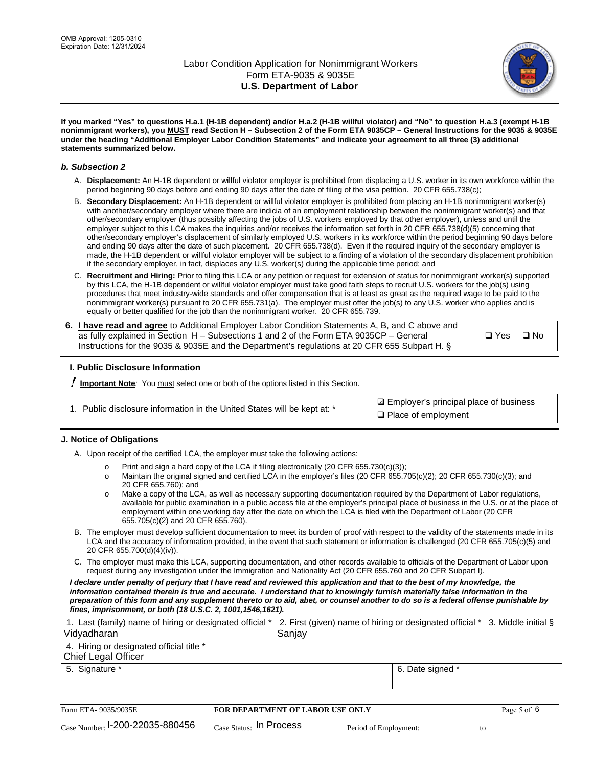OMB Approval: 1205-0310
Expiration Date: 12/31/2024

# Labor Condition Application for Nonimmigrant Workers
## Form ETA-9035 & 9035E
## U.S. Department of Labor

**If you marked "Yes" to questions H.a.1 (H-1B dependent) and/or H.a.2 (H-1B willful violator) and "No" to question H.a.3 (exempt H-1B nonimmigrant workers), you MUST read Section H – Subsection 2 of the Form ETA 9035CP – General Instructions for the 9035 & 9035E under the heading "Additional Employer Labor Condition Statements" and indicate your agreement to all three (3) additional statements summarized below.**

### *b. Subsection 2*

A. **Displacement:** An H-1B dependent or willful violator employer is prohibited from displacing a U.S. worker in its own workforce within the period beginning 90 days before and ending 90 days after the date of filing of the visa petition. 20 CFR 655.738(c);

B. **Secondary Displacement:** An H-1B dependent or willful violator employer is prohibited from placing an H-1B nonimmigrant worker(s) with another/secondary employer where there are indicia of an employment relationship between the nonimmigrant worker(s) and that other/secondary employer (thus possibly affecting the jobs of U.S. workers employed by that other employer), unless and until the employer subject to this LCA makes the inquiries and/or receives the information set forth in 20 CFR 655.738(d)(5) concerning that other/secondary employer's displacement of similarly employed U.S. workers in its workforce within the period beginning 90 days before and ending 90 days after the date of such placement. 20 CFR 655.738(d). Even if the required inquiry of the secondary employer is made, the H-1B dependent or willful violator employer will be subject to a finding of a violation of the secondary displacement prohibition if the secondary employer, in fact, displaces any U.S. worker(s) during the applicable time period; and

C. **Recruitment and Hiring:** Prior to filing this LCA or any petition or request for extension of status for nonimmigrant worker(s) supported by this LCA, the H-1B dependent or willful violator employer must take good faith steps to recruit U.S. workers for the job(s) using procedures that meet industry-wide standards and offer compensation that is at least as great as the required wage to be paid to the nonimmigrant worker(s) pursuant to 20 CFR 655.731(a). The employer must offer the job(s) to any U.S. worker who applies and is equally or better qualified for the job than the nonimmigrant worker. 20 CFR 655.739.

| | |
|---|---|
| 6. **I have read and agree** to Additional Employer Labor Condition Statements A, B, and C above and as fully explained in Section H – Subsections 1 and 2 of the Form ETA 9035CP – General Instructions for the 9035 & 9035E and the Department's regulations at 20 CFR 655 Subpart H. § | ❑ Yes ❑ No |

### I. Public Disclosure Information

**! Important Note**: You must select one or both of the options listed in this Section.

| | |
|---|---|
| 1. Public disclosure information in the United States will be kept at: * | ☑ Employer's principal place of business<br>❑ Place of employment |

### J. Notice of Obligations

A. Upon receipt of the certified LCA, the employer must take the following actions:

- Print and sign a hard copy of the LCA if filing electronically (20 CFR 655.730(c)(3));
- Maintain the original signed and certified LCA in the employer's files (20 CFR 655.705(c)(2); 20 CFR 655.730(c)(3); and 20 CFR 655.760); and
- Make a copy of the LCA, as well as necessary supporting documentation required by the Department of Labor regulations, available for public examination in a public access file at the employer's principal place of business in the U.S. or at the place of employment within one working day after the date on which the LCA is filed with the Department of Labor (20 CFR 655.705(c)(2) and 20 CFR 655.760).

B. The employer must develop sufficient documentation to meet its burden of proof with respect to the validity of the statements made in its LCA and the accuracy of information provided, in the event that such statement or information is challenged (20 CFR 655.705(c)(5) and 20 CFR 655.700(d)(4)(iv)).

C. The employer must make this LCA, supporting documentation, and other records available to officials of the Department of Labor upon request during any investigation under the Immigration and Nationality Act (20 CFR 655.760 and 20 CFR Subpart I).

***I declare under penalty of perjury that I have read and reviewed this application and that to the best of my knowledge, the information contained therein is true and accurate. I understand that to knowingly furnish materially false information in the preparation of this form and any supplement thereto or to aid, abet, or counsel another to do so is a federal offense punishable by fines, imprisonment, or both (18 U.S.C. 2, 1001,1546,1621).***

| 1. Last (family) name of hiring or designated official * | 2. First (given) name of hiring or designated official * | 3. Middle initial § |
|---|---|---|
| Vidyadharan | Sanjay | |
| 4. Hiring or designated official title * | | |
| Chief Legal Officer | | |
| 5. Signature * | 6. Date signed * | |
| | | |

Form ETA- 9035/9035E | **FOR DEPARTMENT OF LABOR USE ONLY**

Case Number: I-200-22035-880456 Case Status: In Process Period of Employment: _____________ to _____________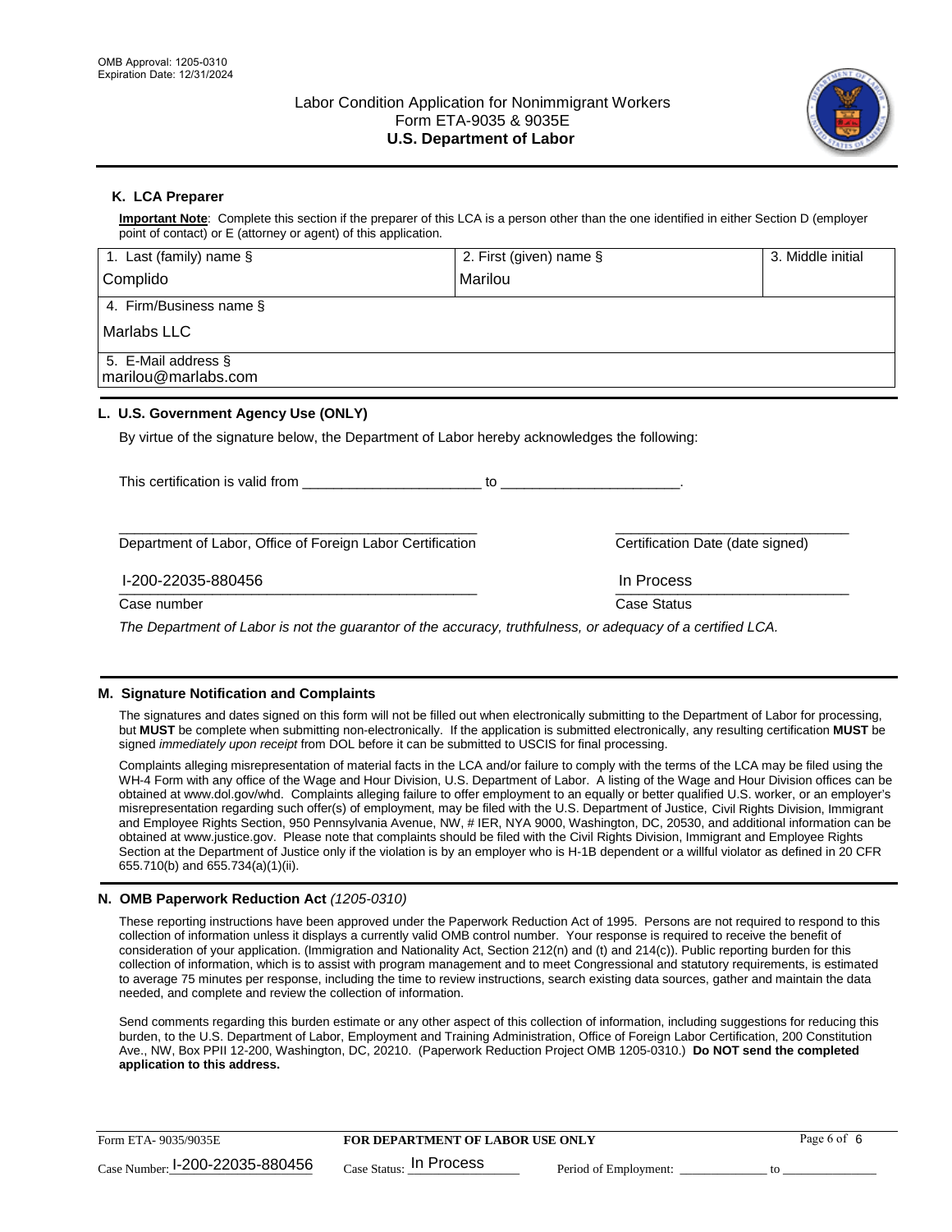OMB Approval: 1205-0310
Expiration Date: 12/31/2024

Labor Condition Application for Nonimmigrant Workers
Form ETA-9035 & 9035E
**U.S. Department of Labor**

### K. LCA Preparer

**Important Note**: Complete this section if the preparer of this LCA is a person other than the one identified in either Section D (employer point of contact) or E (attorney or agent) of this application.

| 1. Last (family) name § | 2. First (given) name § | 3. Middle initial |
|---|---|---|
| Complido | Marilou | |
| 4. Firm/Business name § | | |
| Marlabs LLC | | |
| 5. E-Mail address § | | |
| marilou@marlabs.com | | |

### L. U.S. Government Agency Use (ONLY)

By virtue of the signature below, the Department of Labor hereby acknowledges the following:

This certification is valid from ______________________ to ______________________.

Department of Labor, Office of Foreign Labor Certification

Certification Date (date signed)

I-200-22035-880456
Case number

In Process
Case Status

*The Department of Labor is not the guarantor of the accuracy, truthfulness, or adequacy of a certified LCA.*

### M. Signature Notification and Complaints

The signatures and dates signed on this form will not be filled out when electronically submitting to the Department of Labor for processing, but **MUST** be complete when submitting non-electronically. If the application is submitted electronically, any resulting certification **MUST** be signed *immediately upon receipt* from DOL before it can be submitted to USCIS for final processing.

Complaints alleging misrepresentation of material facts in the LCA and/or failure to comply with the terms of the LCA may be filed using the WH-4 Form with any office of the Wage and Hour Division, U.S. Department of Labor. A listing of the Wage and Hour Division offices can be obtained at www.dol.gov/whd. Complaints alleging failure to offer employment to an equally or better qualified U.S. worker, or an employer's misrepresentation regarding such offer(s) of employment, may be filed with the U.S. Department of Justice, Civil Rights Division, Immigrant and Employee Rights Section, 950 Pennsylvania Avenue, NW, # IER, NYA 9000, Washington, DC, 20530, and additional information can be obtained at www.justice.gov. Please note that complaints should be filed with the Civil Rights Division, Immigrant and Employee Rights Section at the Department of Justice only if the violation is by an employer who is H-1B dependent or a willful violator as defined in 20 CFR 655.710(b) and 655.734(a)(1)(ii).

### N. OMB Paperwork Reduction Act *(1205-0310)*

These reporting instructions have been approved under the Paperwork Reduction Act of 1995. Persons are not required to respond to this collection of information unless it displays a currently valid OMB control number. Your response is required to receive the benefit of consideration of your application. (Immigration and Nationality Act, Section 212(n) and (t) and 214(c)). Public reporting burden for this collection of information, which is to assist with program management and to meet Congressional and statutory requirements, is estimated to average 75 minutes per response, including the time to review instructions, search existing data sources, gather and maintain the data needed, and complete and review the collection of information.

Send comments regarding this burden estimate or any other aspect of this collection of information, including suggestions for reducing this burden, to the U.S. Department of Labor, Employment and Training Administration, Office of Foreign Labor Certification, 200 Constitution Ave., NW, Box PPII 12-200, Washington, DC, 20210. (Paperwork Reduction Project OMB 1205-0310.) **Do NOT send the completed application to this address.**

Form ETA- 9035/9035E | **FOR DEPARTMENT OF LABOR USE ONLY**

Case Number: I-200-22035-880456 | Case Status: In Process | Period of Employment: ______________ to ______________